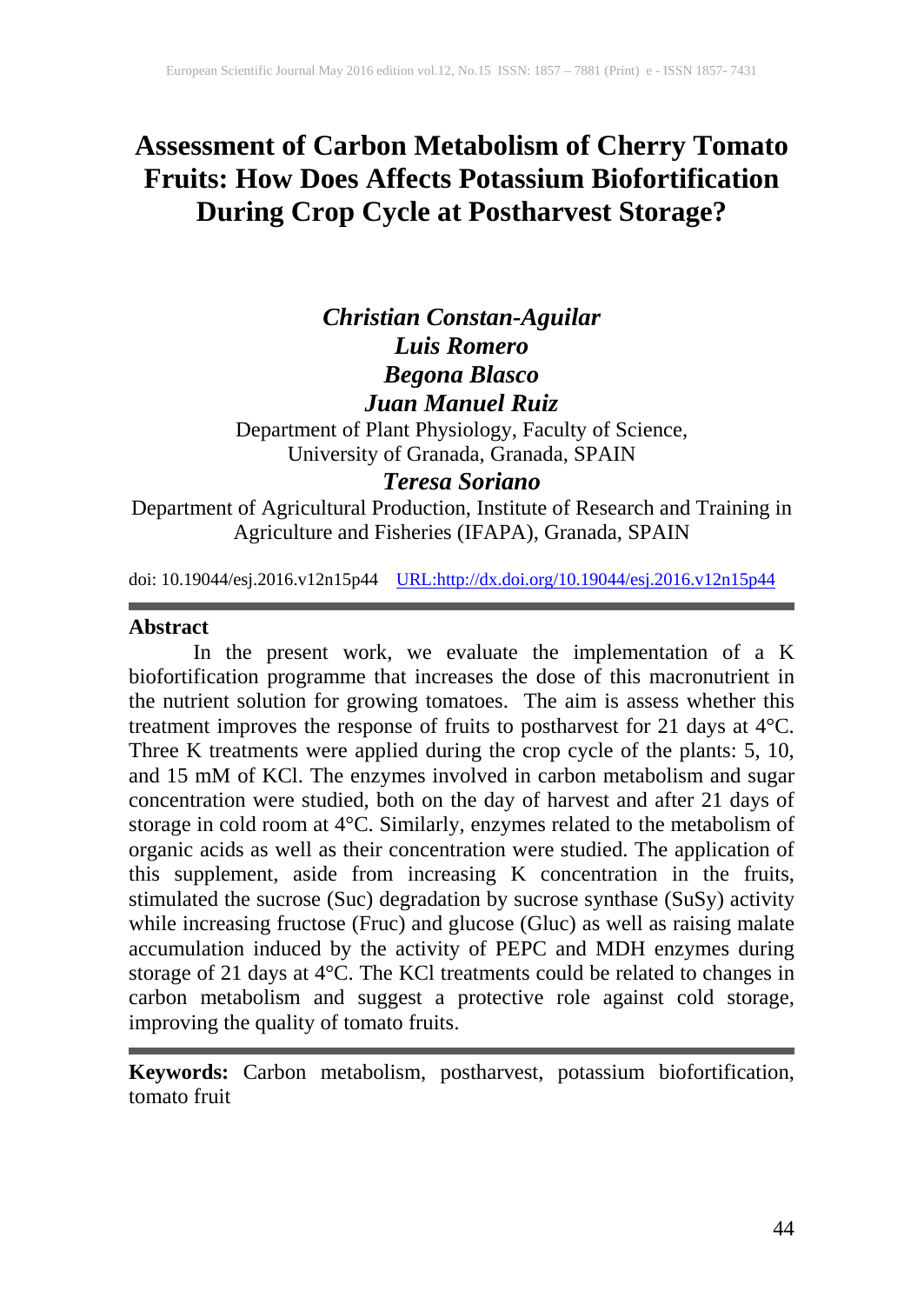# Assessment of Carbon Metabolism of Cherry Tomato Fruits: How Does Affects Potassium Biofortification During Crop Cycle at Postharvest Storage?

***Christian Constan-Aguilar***
***Luis Romero***
***Begona Blasco***
***Juan Manuel Ruiz***

Department of Plant Physiology, Faculty of Science, University of Granada, Granada, SPAIN

***Teresa Soriano***

Department of Agricultural Production, Institute of Research and Training in Agriculture and Fisheries (IFAPA), Granada, SPAIN

doi: 10.19044/esj.2016.v12n15p44 URL:http://dx.doi.org/10.19044/esj.2016.v12n15p44

## Abstract

In the present work, we evaluate the implementation of a K biofortification programme that increases the dose of this macronutrient in the nutrient solution for growing tomatoes. The aim is assess whether this treatment improves the response of fruits to postharvest for 21 days at 4°C. Three K treatments were applied during the crop cycle of the plants: 5, 10, and 15 mM of KCl. The enzymes involved in carbon metabolism and sugar concentration were studied, both on the day of harvest and after 21 days of storage in cold room at 4°C. Similarly, enzymes related to the metabolism of organic acids as well as their concentration were studied. The application of this supplement, aside from increasing K concentration in the fruits, stimulated the sucrose (Suc) degradation by sucrose synthase (SuSy) activity while increasing fructose (Fruc) and glucose (Gluc) as well as raising malate accumulation induced by the activity of PEPC and MDH enzymes during storage of 21 days at 4°C. The KCl treatments could be related to changes in carbon metabolism and suggest a protective role against cold storage, improving the quality of tomato fruits.

**Keywords:** Carbon metabolism, postharvest, potassium biofortification, tomato fruit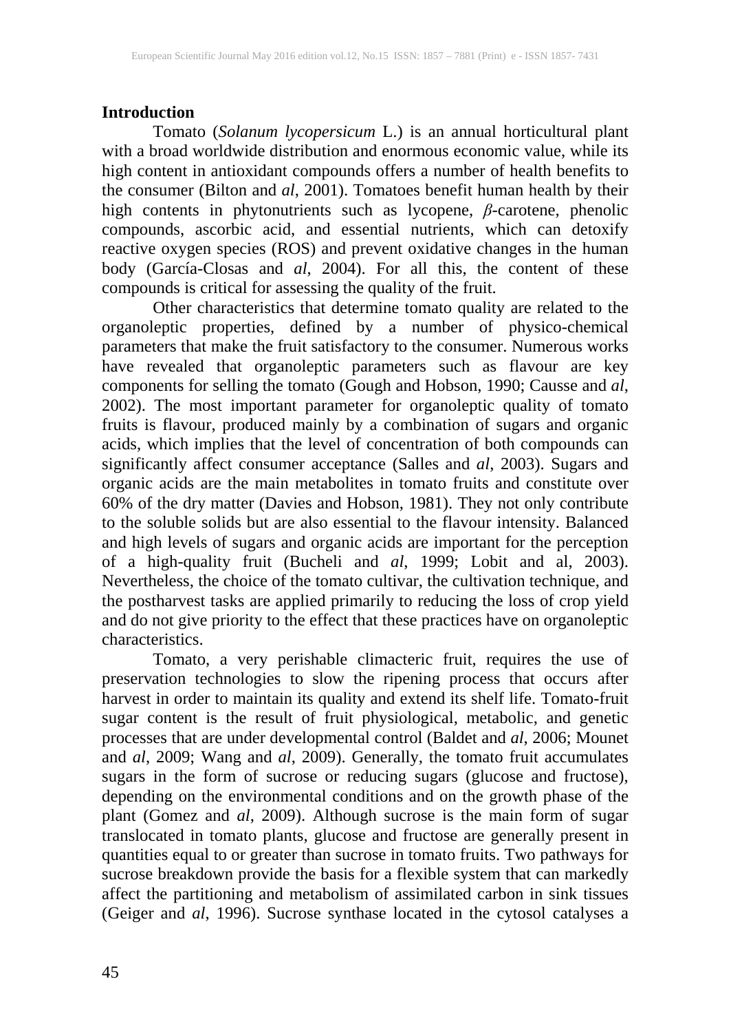## Introduction

Tomato (*Solanum lycopersicum* L.) is an annual horticultural plant with a broad worldwide distribution and enormous economic value, while its high content in antioxidant compounds offers a number of health benefits to the consumer (Bilton and *al*, 2001). Tomatoes benefit human health by their high contents in phytonutrients such as lycopene, $\beta$-carotene, phenolic compounds, ascorbic acid, and essential nutrients, which can detoxify reactive oxygen species (ROS) and prevent oxidative changes in the human body (García-Closas and *al*, 2004). For all this, the content of these compounds is critical for assessing the quality of the fruit.

Other characteristics that determine tomato quality are related to the organoleptic properties, defined by a number of physico-chemical parameters that make the fruit satisfactory to the consumer. Numerous works have revealed that organoleptic parameters such as flavour are key components for selling the tomato (Gough and Hobson, 1990; Causse and *al*, 2002). The most important parameter for organoleptic quality of tomato fruits is flavour, produced mainly by a combination of sugars and organic acids, which implies that the level of concentration of both compounds can significantly affect consumer acceptance (Salles and *al*, 2003). Sugars and organic acids are the main metabolites in tomato fruits and constitute over 60% of the dry matter (Davies and Hobson, 1981). They not only contribute to the soluble solids but are also essential to the flavour intensity. Balanced and high levels of sugars and organic acids are important for the perception of a high-quality fruit (Bucheli and *al*, 1999; Lobit and al, 2003). Nevertheless, the choice of the tomato cultivar, the cultivation technique, and the postharvest tasks are applied primarily to reducing the loss of crop yield and do not give priority to the effect that these practices have on organoleptic characteristics.

Tomato, a very perishable climacteric fruit, requires the use of preservation technologies to slow the ripening process that occurs after harvest in order to maintain its quality and extend its shelf life. Tomato-fruit sugar content is the result of fruit physiological, metabolic, and genetic processes that are under developmental control (Baldet and *al*, 2006; Mounet and *al*, 2009; Wang and *al*, 2009). Generally, the tomato fruit accumulates sugars in the form of sucrose or reducing sugars (glucose and fructose), depending on the environmental conditions and on the growth phase of the plant (Gomez and *al*, 2009). Although sucrose is the main form of sugar translocated in tomato plants, glucose and fructose are generally present in quantities equal to or greater than sucrose in tomato fruits. Two pathways for sucrose breakdown provide the basis for a flexible system that can markedly affect the partitioning and metabolism of assimilated carbon in sink tissues (Geiger and *al*, 1996). Sucrose synthase located in the cytosol catalyses a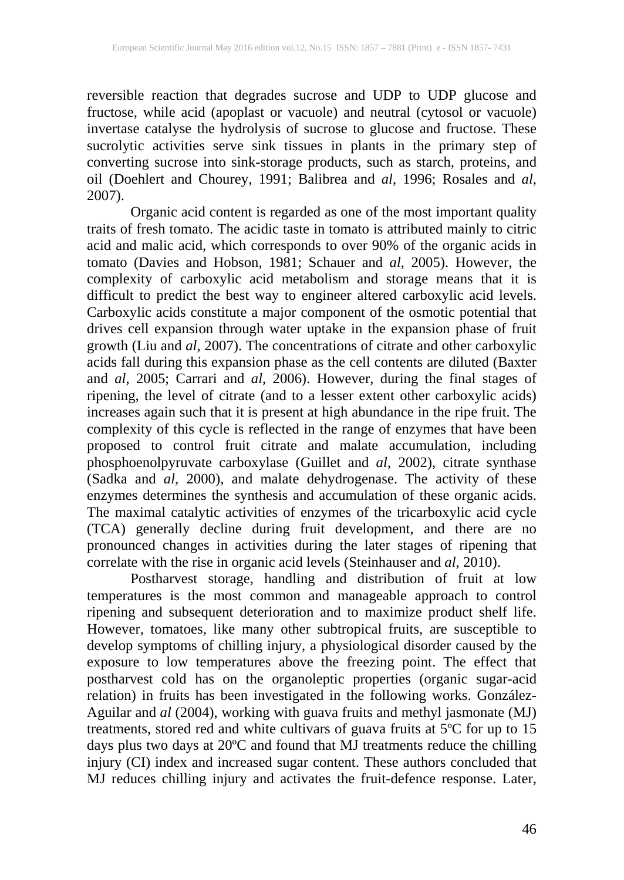reversible reaction that degrades sucrose and UDP to UDP glucose and fructose, while acid (apoplast or vacuole) and neutral (cytosol or vacuole) invertase catalyse the hydrolysis of sucrose to glucose and fructose. These sucrolytic activities serve sink tissues in plants in the primary step of converting sucrose into sink-storage products, such as starch, proteins, and oil (Doehlert and Chourey, 1991; Balibrea and *al*, 1996; Rosales and *al*, 2007).

Organic acid content is regarded as one of the most important quality traits of fresh tomato. The acidic taste in tomato is attributed mainly to citric acid and malic acid, which corresponds to over 90% of the organic acids in tomato (Davies and Hobson, 1981; Schauer and *al*, 2005). However, the complexity of carboxylic acid metabolism and storage means that it is difficult to predict the best way to engineer altered carboxylic acid levels. Carboxylic acids constitute a major component of the osmotic potential that drives cell expansion through water uptake in the expansion phase of fruit growth (Liu and *al*, 2007). The concentrations of citrate and other carboxylic acids fall during this expansion phase as the cell contents are diluted (Baxter and *al*, 2005; Carrari and *al*, 2006). However, during the final stages of ripening, the level of citrate (and to a lesser extent other carboxylic acids) increases again such that it is present at high abundance in the ripe fruit. The complexity of this cycle is reflected in the range of enzymes that have been proposed to control fruit citrate and malate accumulation, including phosphoenolpyruvate carboxylase (Guillet and *al*, 2002), citrate synthase (Sadka and *al*, 2000), and malate dehydrogenase. The activity of these enzymes determines the synthesis and accumulation of these organic acids. The maximal catalytic activities of enzymes of the tricarboxylic acid cycle (TCA) generally decline during fruit development, and there are no pronounced changes in activities during the later stages of ripening that correlate with the rise in organic acid levels (Steinhauser and *al*, 2010).

Postharvest storage, handling and distribution of fruit at low temperatures is the most common and manageable approach to control ripening and subsequent deterioration and to maximize product shelf life. However, tomatoes, like many other subtropical fruits, are susceptible to develop symptoms of chilling injury, a physiological disorder caused by the exposure to low temperatures above the freezing point. The effect that postharvest cold has on the organoleptic properties (organic sugar-acid relation) in fruits has been investigated in the following works. González-Aguilar and *al* (2004), working with guava fruits and methyl jasmonate (MJ) treatments, stored red and white cultivars of guava fruits at 5ºC for up to 15 days plus two days at 20ºC and found that MJ treatments reduce the chilling injury (CI) index and increased sugar content. These authors concluded that MJ reduces chilling injury and activates the fruit-defence response. Later,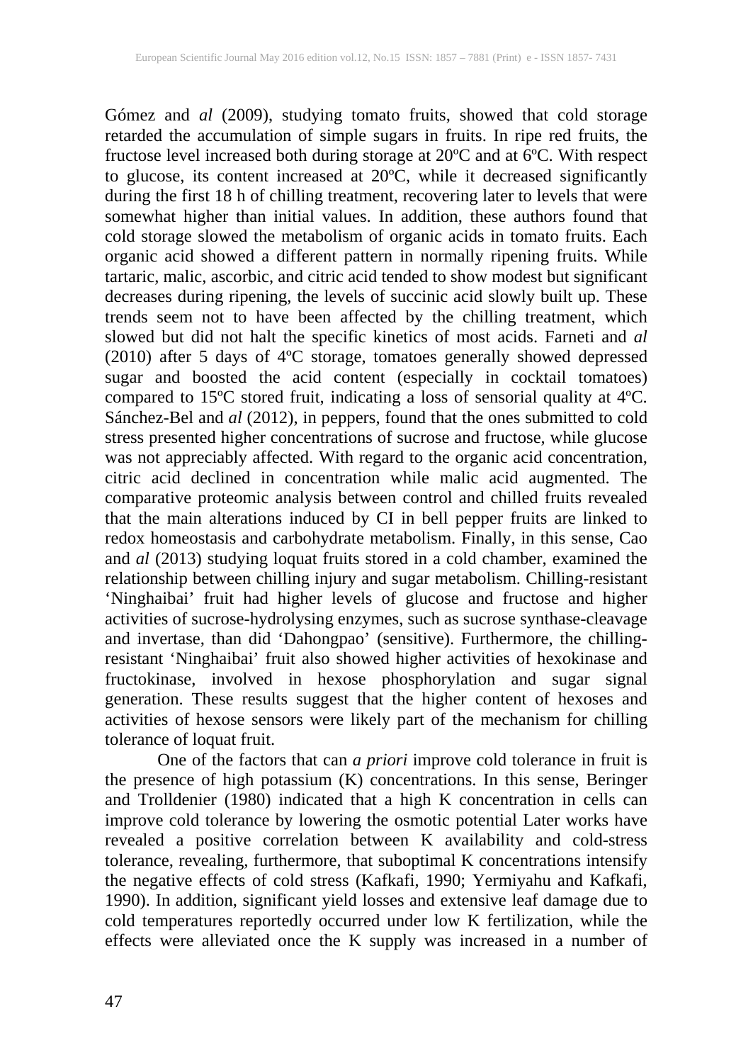Gómez and *al* (2009), studying tomato fruits, showed that cold storage retarded the accumulation of simple sugars in fruits. In ripe red fruits, the fructose level increased both during storage at 20ºC and at 6ºC. With respect to glucose, its content increased at 20ºC, while it decreased significantly during the first 18 h of chilling treatment, recovering later to levels that were somewhat higher than initial values. In addition, these authors found that cold storage slowed the metabolism of organic acids in tomato fruits. Each organic acid showed a different pattern in normally ripening fruits. While tartaric, malic, ascorbic, and citric acid tended to show modest but significant decreases during ripening, the levels of succinic acid slowly built up. These trends seem not to have been affected by the chilling treatment, which slowed but did not halt the specific kinetics of most acids. Farneti and *al* (2010) after 5 days of 4ºC storage, tomatoes generally showed depressed sugar and boosted the acid content (especially in cocktail tomatoes) compared to 15ºC stored fruit, indicating a loss of sensorial quality at 4ºC. Sánchez-Bel and *al* (2012), in peppers, found that the ones submitted to cold stress presented higher concentrations of sucrose and fructose, while glucose was not appreciably affected. With regard to the organic acid concentration, citric acid declined in concentration while malic acid augmented. The comparative proteomic analysis between control and chilled fruits revealed that the main alterations induced by CI in bell pepper fruits are linked to redox homeostasis and carbohydrate metabolism. Finally, in this sense, Cao and *al* (2013) studying loquat fruits stored in a cold chamber, examined the relationship between chilling injury and sugar metabolism. Chilling-resistant 'Ninghaibai' fruit had higher levels of glucose and fructose and higher activities of sucrose-hydrolysing enzymes, such as sucrose synthase-cleavage and invertase, than did 'Dahongpao' (sensitive). Furthermore, the chilling-resistant 'Ninghaibai' fruit also showed higher activities of hexokinase and fructokinase, involved in hexose phosphorylation and sugar signal generation. These results suggest that the higher content of hexoses and activities of hexose sensors were likely part of the mechanism for chilling tolerance of loquat fruit.

One of the factors that can *a priori* improve cold tolerance in fruit is the presence of high potassium (K) concentrations. In this sense, Beringer and Trolldenier (1980) indicated that a high K concentration in cells can improve cold tolerance by lowering the osmotic potential Later works have revealed a positive correlation between K availability and cold-stress tolerance, revealing, furthermore, that suboptimal K concentrations intensify the negative effects of cold stress (Kafkafi, 1990; Yermiyahu and Kafkafi, 1990). In addition, significant yield losses and extensive leaf damage due to cold temperatures reportedly occurred under low K fertilization, while the effects were alleviated once the K supply was increased in a number of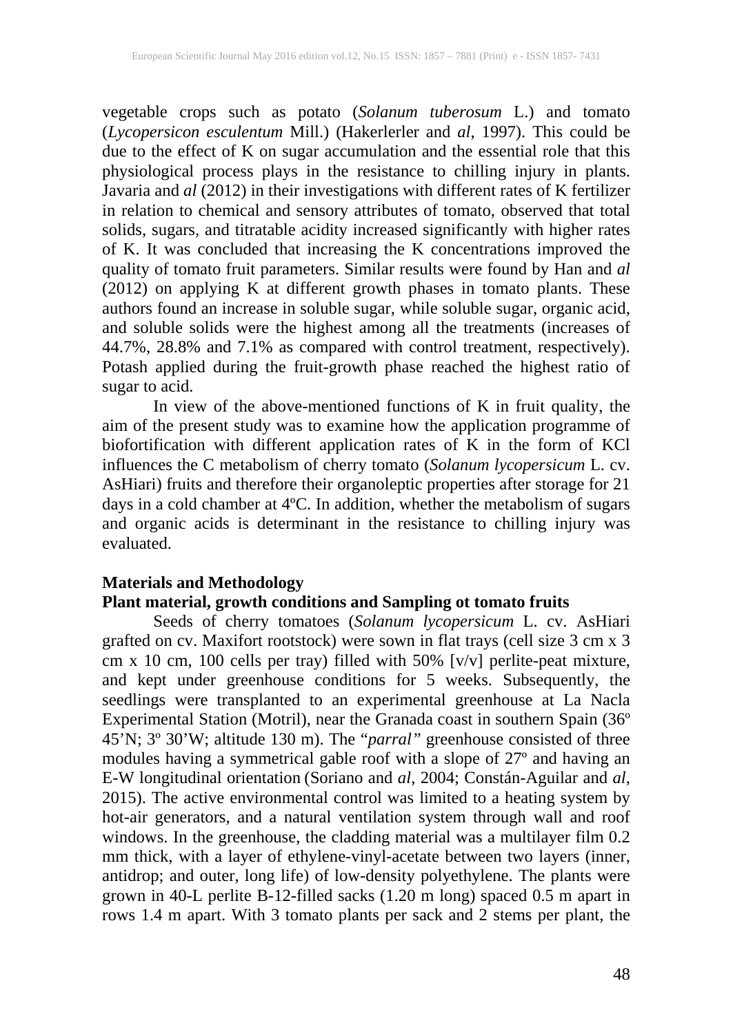vegetable crops such as potato (*Solanum tuberosum* L.) and tomato (*Lycopersicon esculentum* Mill.) (Hakerlerler and *al*, 1997). This could be due to the effect of K on sugar accumulation and the essential role that this physiological process plays in the resistance to chilling injury in plants. Javaria and *al* (2012) in their investigations with different rates of K fertilizer in relation to chemical and sensory attributes of tomato, observed that total solids, sugars, and titratable acidity increased significantly with higher rates of K. It was concluded that increasing the K concentrations improved the quality of tomato fruit parameters. Similar results were found by Han and *al* (2012) on applying K at different growth phases in tomato plants. These authors found an increase in soluble sugar, while soluble sugar, organic acid, and soluble solids were the highest among all the treatments (increases of 44.7%, 28.8% and 7.1% as compared with control treatment, respectively). Potash applied during the fruit-growth phase reached the highest ratio of sugar to acid.

In view of the above-mentioned functions of K in fruit quality, the aim of the present study was to examine how the application programme of biofortification with different application rates of K in the form of KCl influences the C metabolism of cherry tomato (*Solanum lycopersicum* L. cv. AsHiari) fruits and therefore their organoleptic properties after storage for 21 days in a cold chamber at 4ºC. In addition, whether the metabolism of sugars and organic acids is determinant in the resistance to chilling injury was evaluated.

## Materials and Methodology

### Plant material, growth conditions and Sampling ot tomato fruits

Seeds of cherry tomatoes (*Solanum lycopersicum* L. cv. AsHiari grafted on cv. Maxifort rootstock) were sown in flat trays (cell size 3 cm x 3 cm x 10 cm, 100 cells per tray) filled with 50% [v/v] perlite-peat mixture, and kept under greenhouse conditions for 5 weeks. Subsequently, the seedlings were transplanted to an experimental greenhouse at La Nacla Experimental Station (Motril), near the Granada coast in southern Spain (36º 45'N; 3º 30'W; altitude 130 m). The "*parral*" greenhouse consisted of three modules having a symmetrical gable roof with a slope of 27º and having an E-W longitudinal orientation (Soriano and *al*, 2004; Constán-Aguilar and *al*, 2015). The active environmental control was limited to a heating system by hot-air generators, and a natural ventilation system through wall and roof windows. In the greenhouse, the cladding material was a multilayer film 0.2 mm thick, with a layer of ethylene-vinyl-acetate between two layers (inner, antidrop; and outer, long life) of low-density polyethylene. The plants were grown in 40-L perlite B-12-filled sacks (1.20 m long) spaced 0.5 m apart in rows 1.4 m apart. With 3 tomato plants per sack and 2 stems per plant, the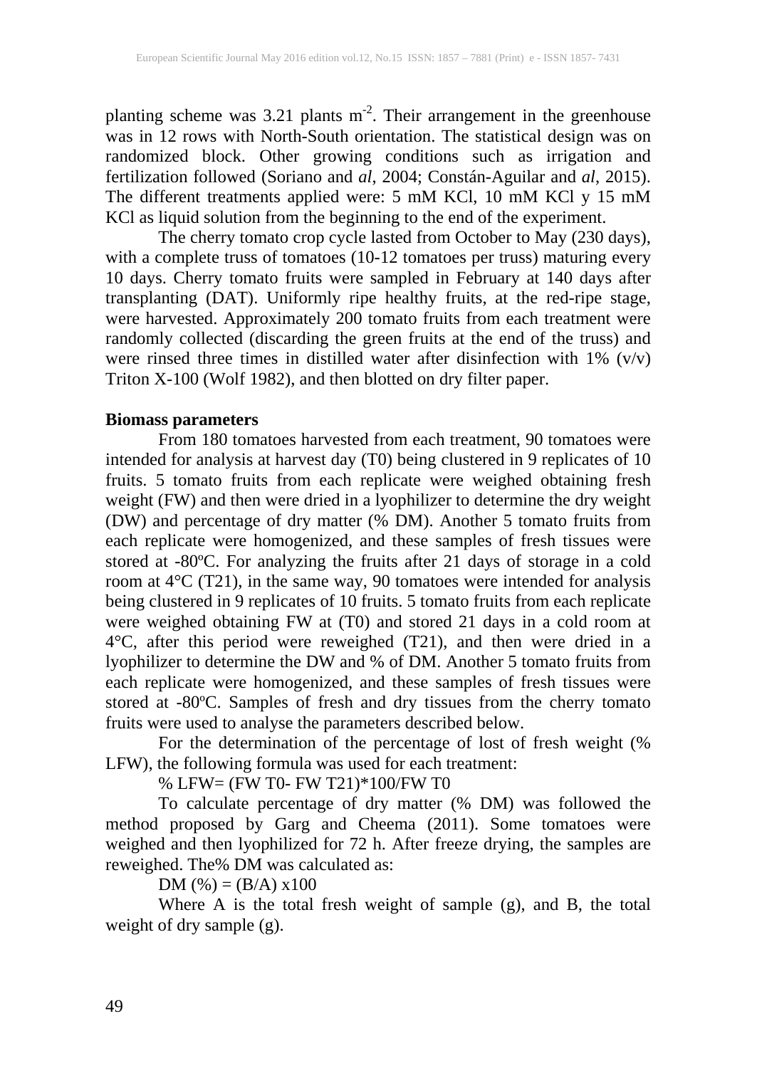planting scheme was 3.21 plants $m^{-2}$. Their arrangement in the greenhouse was in 12 rows with North-South orientation. The statistical design was on randomized block. Other growing conditions such as irrigation and fertilization followed (Soriano and *al*, 2004; Constán-Aguilar and *al*, 2015). The different treatments applied were: 5 mM KCl, 10 mM KCl y 15 mM KCl as liquid solution from the beginning to the end of the experiment.

The cherry tomato crop cycle lasted from October to May (230 days), with a complete truss of tomatoes (10-12 tomatoes per truss) maturing every 10 days. Cherry tomato fruits were sampled in February at 140 days after transplanting (DAT). Uniformly ripe healthy fruits, at the red-ripe stage, were harvested. Approximately 200 tomato fruits from each treatment were randomly collected (discarding the green fruits at the end of the truss) and were rinsed three times in distilled water after disinfection with 1% (v/v) Triton X-100 (Wolf 1982), and then blotted on dry filter paper.

**Biomass parameters**

From 180 tomatoes harvested from each treatment, 90 tomatoes were intended for analysis at harvest day (T0) being clustered in 9 replicates of 10 fruits. 5 tomato fruits from each replicate were weighed obtaining fresh weight (FW) and then were dried in a lyophilizer to determine the dry weight (DW) and percentage of dry matter (% DM). Another 5 tomato fruits from each replicate were homogenized, and these samples of fresh tissues were stored at -80ºC. For analyzing the fruits after 21 days of storage in a cold room at 4°C (T21), in the same way, 90 tomatoes were intended for analysis being clustered in 9 replicates of 10 fruits. 5 tomato fruits from each replicate were weighed obtaining FW at (T0) and stored 21 days in a cold room at 4°C, after this period were reweighed (T21), and then were dried in a lyophilizer to determine the DW and % of DM. Another 5 tomato fruits from each replicate were homogenized, and these samples of fresh tissues were stored at -80ºC. Samples of fresh and dry tissues from the cherry tomato fruits were used to analyse the parameters described below.

For the determination of the percentage of lost of fresh weight (% LFW), the following formula was used for each treatment:

$$\% \text{ LFW} = (\text{FW T0} - \text{FW T21}) * 100 / \text{FW T0}$$

To calculate percentage of dry matter (% DM) was followed the method proposed by Garg and Cheema (2011). Some tomatoes were weighed and then lyophilized for 72 h. After freeze drying, the samples are reweighed. The% DM was calculated as:

$$\text{DM } (\%) = (B/A) \times 100$$

Where A is the total fresh weight of sample (g), and B, the total weight of dry sample (g).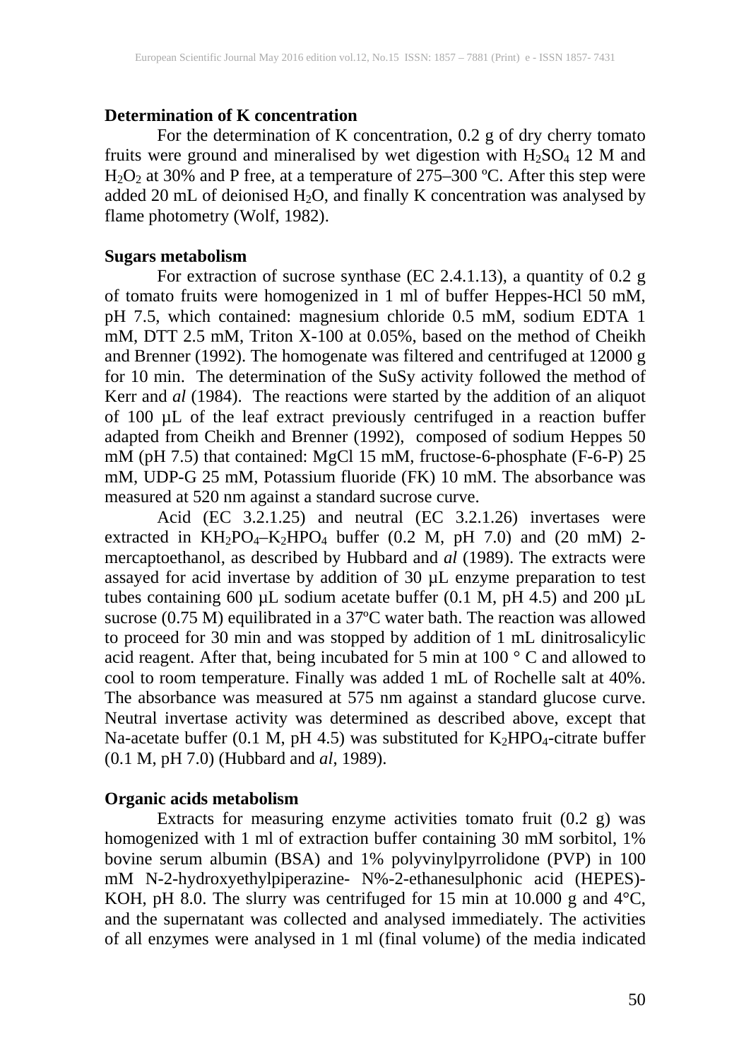**Determination of K concentration**

For the determination of K concentration, 0.2 g of dry cherry tomato fruits were ground and mineralised by wet digestion with $H_2SO_4$ 12 M and $H_2O_2$ at 30% and P free, at a temperature of 275–300 ºC. After this step were added 20 mL of deionised $H_2O$, and finally K concentration was analysed by flame photometry (Wolf, 1982).

**Sugars metabolism**

For extraction of sucrose synthase (EC 2.4.1.13), a quantity of 0.2 g of tomato fruits were homogenized in 1 ml of buffer Heppes-HCl 50 mM, pH 7.5, which contained: magnesium chloride 0.5 mM, sodium EDTA 1 mM, DTT 2.5 mM, Triton X-100 at 0.05%, based on the method of Cheikh and Brenner (1992). The homogenate was filtered and centrifuged at 12000 g for 10 min. The determination of the SuSy activity followed the method of Kerr and *al* (1984). The reactions were started by the addition of an aliquot of 100 µL of the leaf extract previously centrifuged in a reaction buffer adapted from Cheikh and Brenner (1992), composed of sodium Heppes 50 mM (pH 7.5) that contained: MgCl 15 mM, fructose-6-phosphate (F-6-P) 25 mM, UDP-G 25 mM, Potassium fluoride (FK) 10 mM. The absorbance was measured at 520 nm against a standard sucrose curve.

Acid (EC 3.2.1.25) and neutral (EC 3.2.1.26) invertases were extracted in $KH_2PO_4$–$K_2HPO_4$ buffer (0.2 M, pH 7.0) and (20 mM) 2-mercaptoethanol, as described by Hubbard and *al* (1989). The extracts were assayed for acid invertase by addition of 30 µL enzyme preparation to test tubes containing 600 µL sodium acetate buffer (0.1 M, pH 4.5) and 200 µL sucrose (0.75 M) equilibrated in a 37ºC water bath. The reaction was allowed to proceed for 30 min and was stopped by addition of 1 mL dinitrosalicylic acid reagent. After that, being incubated for 5 min at 100 ° C and allowed to cool to room temperature. Finally was added 1 mL of Rochelle salt at 40%. The absorbance was measured at 575 nm against a standard glucose curve. Neutral invertase activity was determined as described above, except that Na-acetate buffer (0.1 M, pH 4.5) was substituted for $K_2HPO_4$-citrate buffer (0.1 M, pH 7.0) (Hubbard and *al*, 1989).

**Organic acids metabolism**

Extracts for measuring enzyme activities tomato fruit (0.2 g) was homogenized with 1 ml of extraction buffer containing 30 mM sorbitol, 1% bovine serum albumin (BSA) and 1% polyvinylpyrrolidone (PVP) in 100 mM N-2-hydroxyethylpiperazine- N%-2-ethanesulphonic acid (HEPES)-KOH, pH 8.0. The slurry was centrifuged for 15 min at 10.000 g and 4°C, and the supernatant was collected and analysed immediately. The activities of all enzymes were analysed in 1 ml (final volume) of the media indicated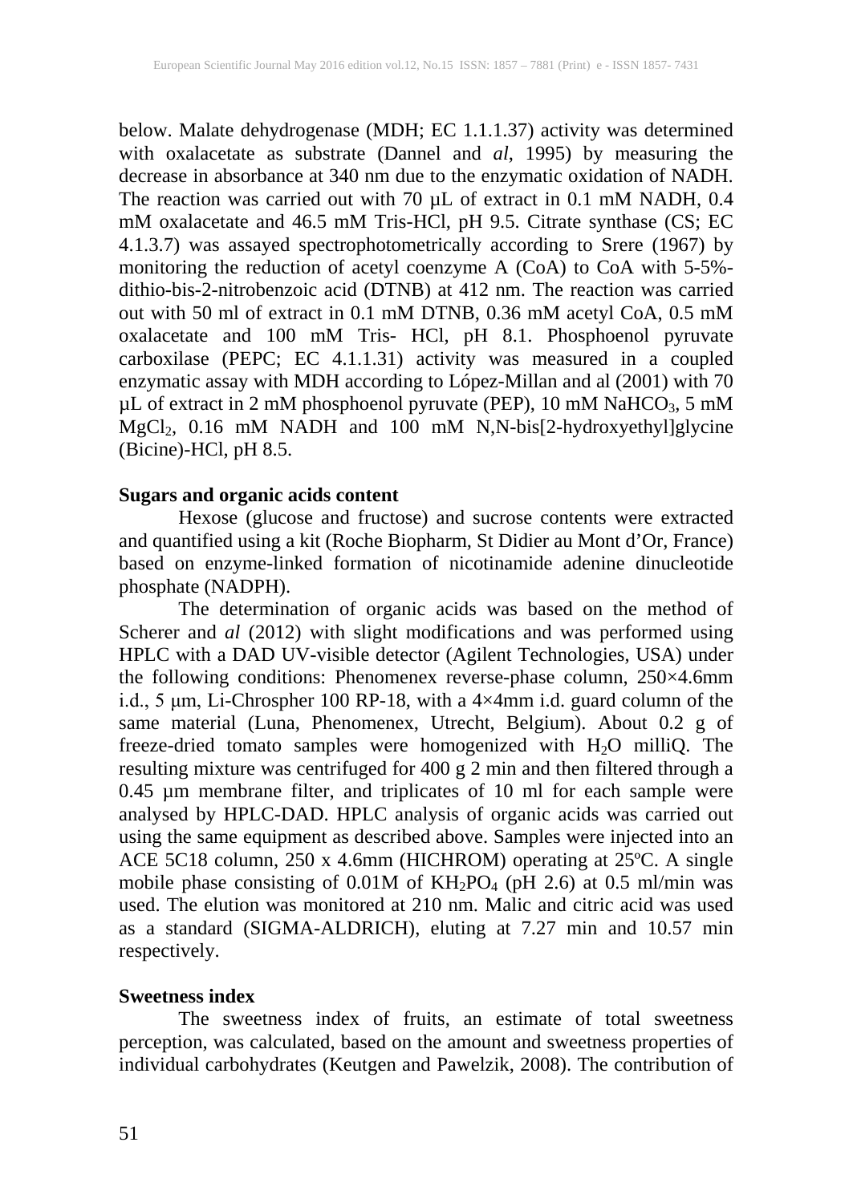below. Malate dehydrogenase (MDH; EC 1.1.1.37) activity was determined with oxalacetate as substrate (Dannel and *al*, 1995) by measuring the decrease in absorbance at 340 nm due to the enzymatic oxidation of NADH. The reaction was carried out with 70 µL of extract in 0.1 mM NADH, 0.4 mM oxalacetate and 46.5 mM Tris-HCl, pH 9.5. Citrate synthase (CS; EC 4.1.3.7) was assayed spectrophotometrically according to Srere (1967) by monitoring the reduction of acetyl coenzyme A (CoA) to CoA with 5-5%-dithio-bis-2-nitrobenzoic acid (DTNB) at 412 nm. The reaction was carried out with 50 ml of extract in 0.1 mM DTNB, 0.36 mM acetyl CoA, 0.5 mM oxalacetate and 100 mM Tris- HCl, pH 8.1. Phosphoenol pyruvate carboxilase (PEPC; EC 4.1.1.31) activity was measured in a coupled enzymatic assay with MDH according to López-Millan and al (2001) with 70 µL of extract in 2 mM phosphoenol pyruvate (PEP), 10 mM $NaHCO_3$, 5 mM $MgCl_2$, 0.16 mM NADH and 100 mM N,N-bis[2-hydroxyethyl]glycine (Bicine)-HCl, pH 8.5.

**Sugars and organic acids content**

Hexose (glucose and fructose) and sucrose contents were extracted and quantified using a kit (Roche Biopharm, St Didier au Mont d'Or, France) based on enzyme-linked formation of nicotinamide adenine dinucleotide phosphate (NADPH).

The determination of organic acids was based on the method of Scherer and *al* (2012) with slight modifications and was performed using HPLC with a DAD UV-visible detector (Agilent Technologies, USA) under the following conditions: Phenomenex reverse-phase column, 250×4.6mm i.d., 5 µm, Li-Chrospher 100 RP-18, with a 4×4mm i.d. guard column of the same material (Luna, Phenomenex, Utrecht, Belgium). About 0.2 g of freeze-dried tomato samples were homogenized with $H_2O$ milliQ. The resulting mixture was centrifuged for 400 g 2 min and then filtered through a 0.45 µm membrane filter, and triplicates of 10 ml for each sample were analysed by HPLC-DAD. HPLC analysis of organic acids was carried out using the same equipment as described above. Samples were injected into an ACE 5C18 column, 250 x 4.6mm (HICHROM) operating at 25ºC. A single mobile phase consisting of 0.01M of $KH_2PO_4$ (pH 2.6) at 0.5 ml/min was used. The elution was monitored at 210 nm. Malic and citric acid was used as a standard (SIGMA-ALDRICH), eluting at 7.27 min and 10.57 min respectively.

**Sweetness index**

The sweetness index of fruits, an estimate of total sweetness perception, was calculated, based on the amount and sweetness properties of individual carbohydrates (Keutgen and Pawelzik, 2008). The contribution of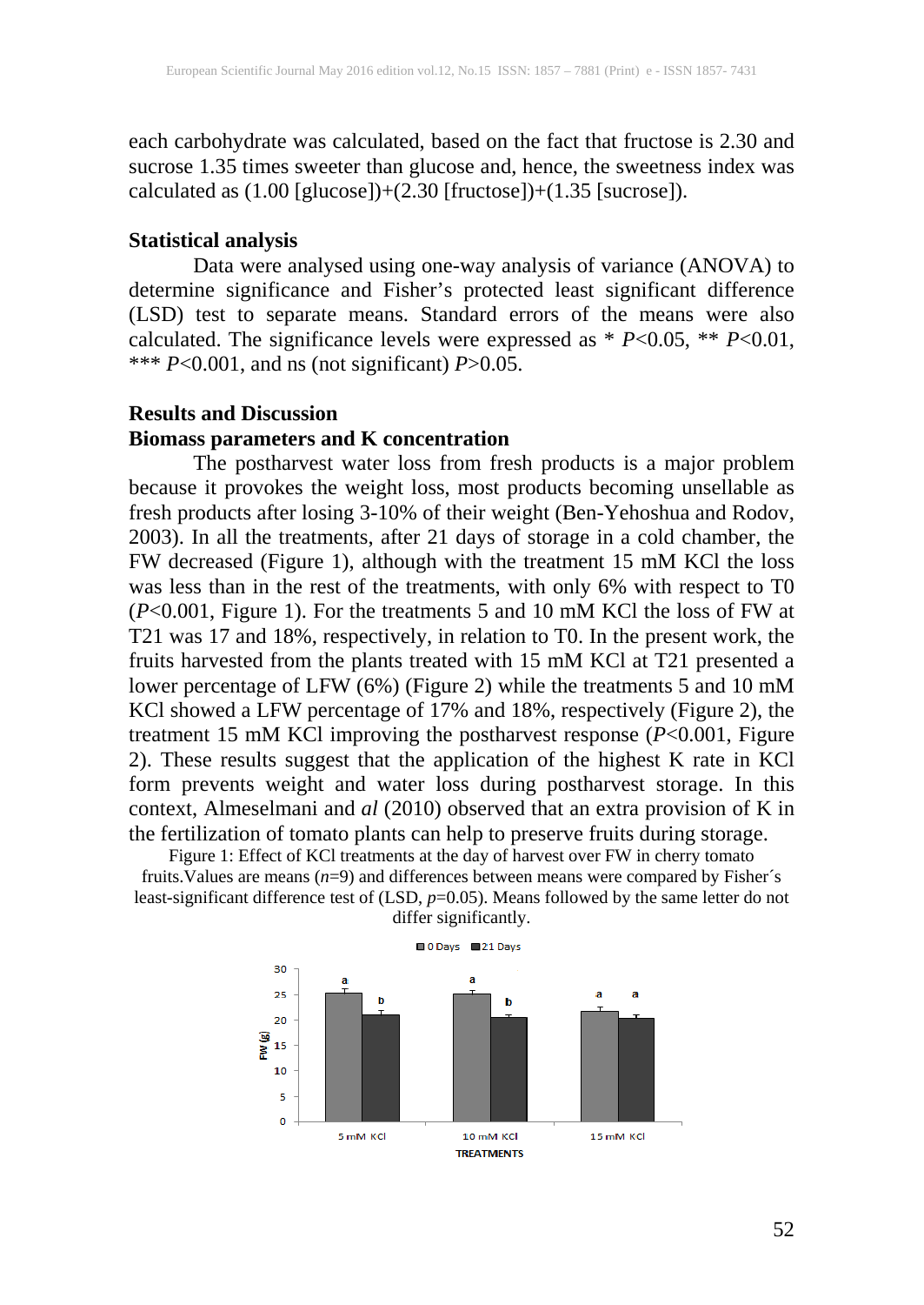each carbohydrate was calculated, based on the fact that fructose is 2.30 and sucrose 1.35 times sweeter than glucose and, hence, the sweetness index was calculated as (1.00 [glucose])+(2.30 [fructose])+(1.35 [sucrose]).

**Statistical analysis**

Data were analysed using one-way analysis of variance (ANOVA) to determine significance and Fisher's protected least significant difference (LSD) test to separate means. Standard errors of the means were also calculated. The significance levels were expressed as * $P$<0.05, ** $P$<0.01, *** $P$<0.001, and ns (not significant) $P$>0.05.

## Results and Discussion

### Biomass parameters and K concentration

The postharvest water loss from fresh products is a major problem because it provokes the weight loss, most products becoming unsellable as fresh products after losing 3-10% of their weight (Ben-Yehoshua and Rodov, 2003). In all the treatments, after 21 days of storage in a cold chamber, the FW decreased (Figure 1), although with the treatment 15 mM KCl the loss was less than in the rest of the treatments, with only 6% with respect to T0 ($P$<0.001, Figure 1). For the treatments 5 and 10 mM KCl the loss of FW at T21 was 17 and 18%, respectively, in relation to T0. In the present work, the fruits harvested from the plants treated with 15 mM KCl at T21 presented a lower percentage of LFW (6%) (Figure 2) while the treatments 5 and 10 mM KCl showed a LFW percentage of 17% and 18%, respectively (Figure 2), the treatment 15 mM KCl improving the postharvest response ($P$<0.001, Figure 2). These results suggest that the application of the highest K rate in KCl form prevents weight and water loss during postharvest storage. In this context, Almeselmani and *al* (2010) observed that an extra provision of K in the fertilization of tomato plants can help to preserve fruits during storage.

Figure 1: Effect of KCl treatments at the day of harvest over FW in cherry tomato fruits.Values are means ($n$=9) and differences between means were compared by Fisher´s least-significant difference test of (LSD, $p$=0.05). Means followed by the same letter do not differ significantly.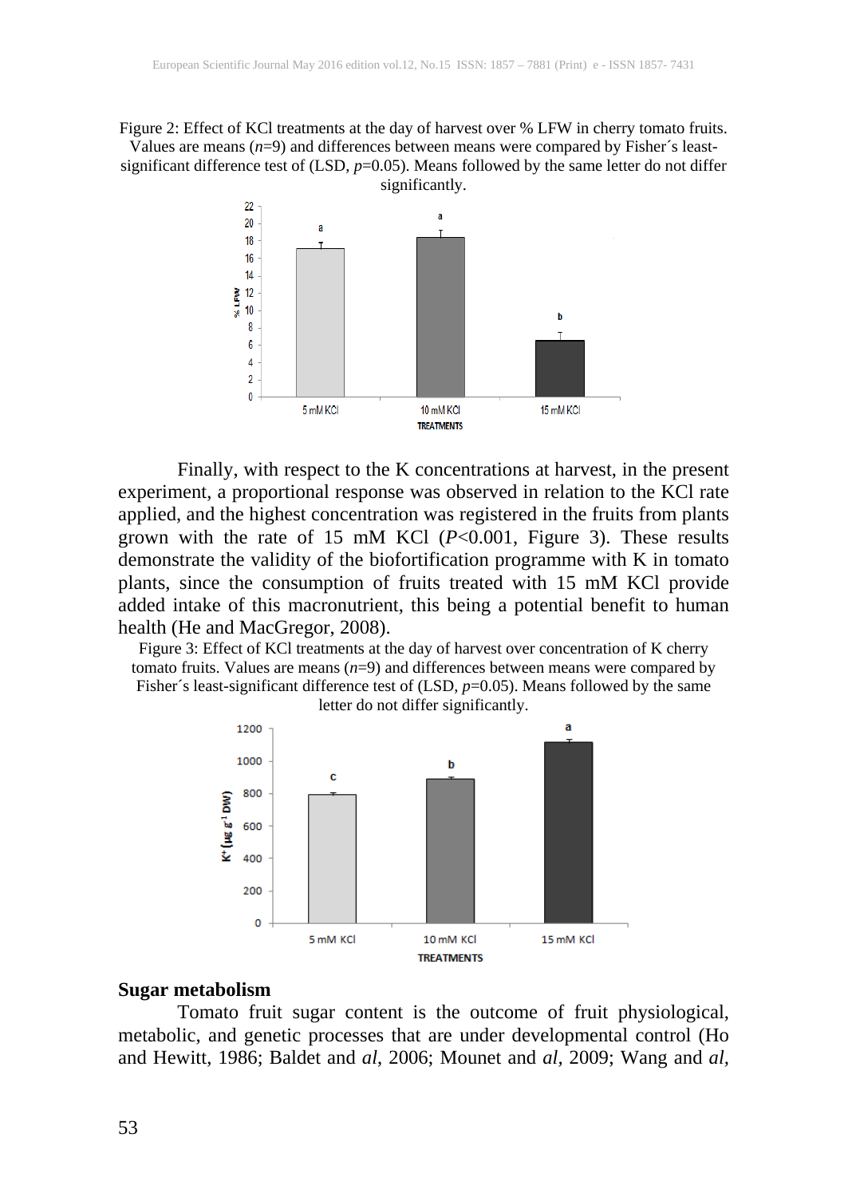Figure 2: Effect of KCl treatments at the day of harvest over % LFW in cherry tomato fruits. Values are means ($n$=9) and differences between means were compared by Fisher´s least-significant difference test of (LSD, $p$=0.05). Means followed by the same letter do not differ significantly.

Finally, with respect to the K concentrations at harvest, in the present experiment, a proportional response was observed in relation to the KCl rate applied, and the highest concentration was registered in the fruits from plants grown with the rate of 15 mM KCl ($P$<0.001, Figure 3). These results demonstrate the validity of the biofortification programme with K in tomato plants, since the consumption of fruits treated with 15 mM KCl provide added intake of this macronutrient, this being a potential benefit to human health (He and MacGregor, 2008).

Figure 3: Effect of KCl treatments at the day of harvest over concentration of K cherry tomato fruits. Values are means ($n$=9) and differences between means were compared by Fisher´s least-significant difference test of (LSD, $p$=0.05). Means followed by the same letter do not differ significantly.

## Sugar metabolism

Tomato fruit sugar content is the outcome of fruit physiological, metabolic, and genetic processes that are under developmental control (Ho and Hewitt, 1986; Baldet and *al*, 2006; Mounet and *al*, 2009; Wang and *al*,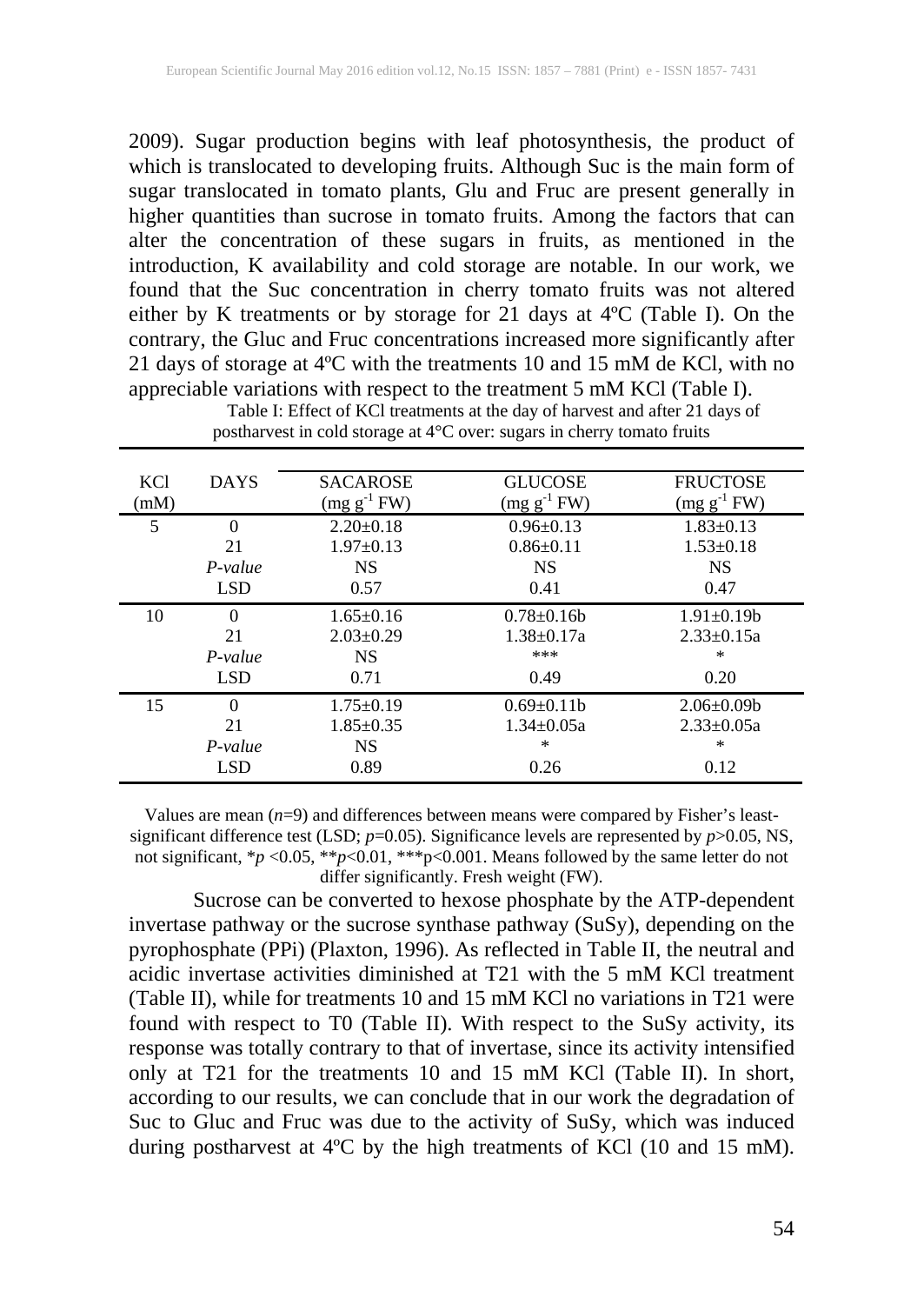2009). Sugar production begins with leaf photosynthesis, the product of which is translocated to developing fruits. Although Suc is the main form of sugar translocated in tomato plants, Glu and Fruc are present generally in higher quantities than sucrose in tomato fruits. Among the factors that can alter the concentration of these sugars in fruits, as mentioned in the introduction, K availability and cold storage are notable. In our work, we found that the Suc concentration in cherry tomato fruits was not altered either by K treatments or by storage for 21 days at 4ºC (Table I). On the contrary, the Gluc and Fruc concentrations increased more significantly after 21 days of storage at 4ºC with the treatments 10 and 15 mM de KCl, with no appreciable variations with respect to the treatment 5 mM KCl (Table I).

Table I: Effect of KCl treatments at the day of harvest and after 21 days of postharvest in cold storage at 4°C over: sugars in cherry tomato fruits

| KCl (mM) | DAYS | SACAROSE ($mg\ g^{-1}$ FW) | GLUCOSE ($mg\ g^{-1}$ FW) | FRUCTOSE ($mg\ g^{-1}$ FW) |
|---|---|---|---|---|
| 5 | 0 | 2.20±0.18 | 0.96±0.13 | 1.83±0.13 |
| | 21 | 1.97±0.13 | 0.86±0.11 | 1.53±0.18 |
| | *P-value* | NS | NS | NS |
| | LSD | 0.57 | 0.41 | 0.47 |
| 10 | 0 | 1.65±0.16 | 0.78±0.16b | 1.91±0.19b |
| | 21 | 2.03±0.29 | 1.38±0.17a | 2.33±0.15a |
| | *P-value* | NS | *** | * |
| | LSD | 0.71 | 0.49 | 0.20 |
| 15 | 0 | 1.75±0.19 | 0.69±0.11b | 2.06±0.09b |
| | 21 | 1.85±0.35 | 1.34±0.05a | 2.33±0.05a |
| | *P-value* | NS | * | * |
| | LSD | 0.89 | 0.26 | 0.12 |

Values are mean ($n$=9) and differences between means were compared by Fisher's least-significant difference test (LSD; $p$=0.05). Significance levels are represented by $p$>0.05, NS, not significant, *$p$ <0.05, **$p$<0.01, ***p<0.001. Means followed by the same letter do not differ significantly. Fresh weight (FW).

Sucrose can be converted to hexose phosphate by the ATP-dependent invertase pathway or the sucrose synthase pathway (SuSy), depending on the pyrophosphate (PPi) (Plaxton, 1996). As reflected in Table II, the neutral and acidic invertase activities diminished at T21 with the 5 mM KCl treatment (Table II), while for treatments 10 and 15 mM KCl no variations in T21 were found with respect to T0 (Table II). With respect to the SuSy activity, its response was totally contrary to that of invertase, since its activity intensified only at T21 for the treatments 10 and 15 mM KCl (Table II). In short, according to our results, we can conclude that in our work the degradation of Suc to Gluc and Fruc was due to the activity of SuSy, which was induced during postharvest at 4ºC by the high treatments of KCl (10 and 15 mM).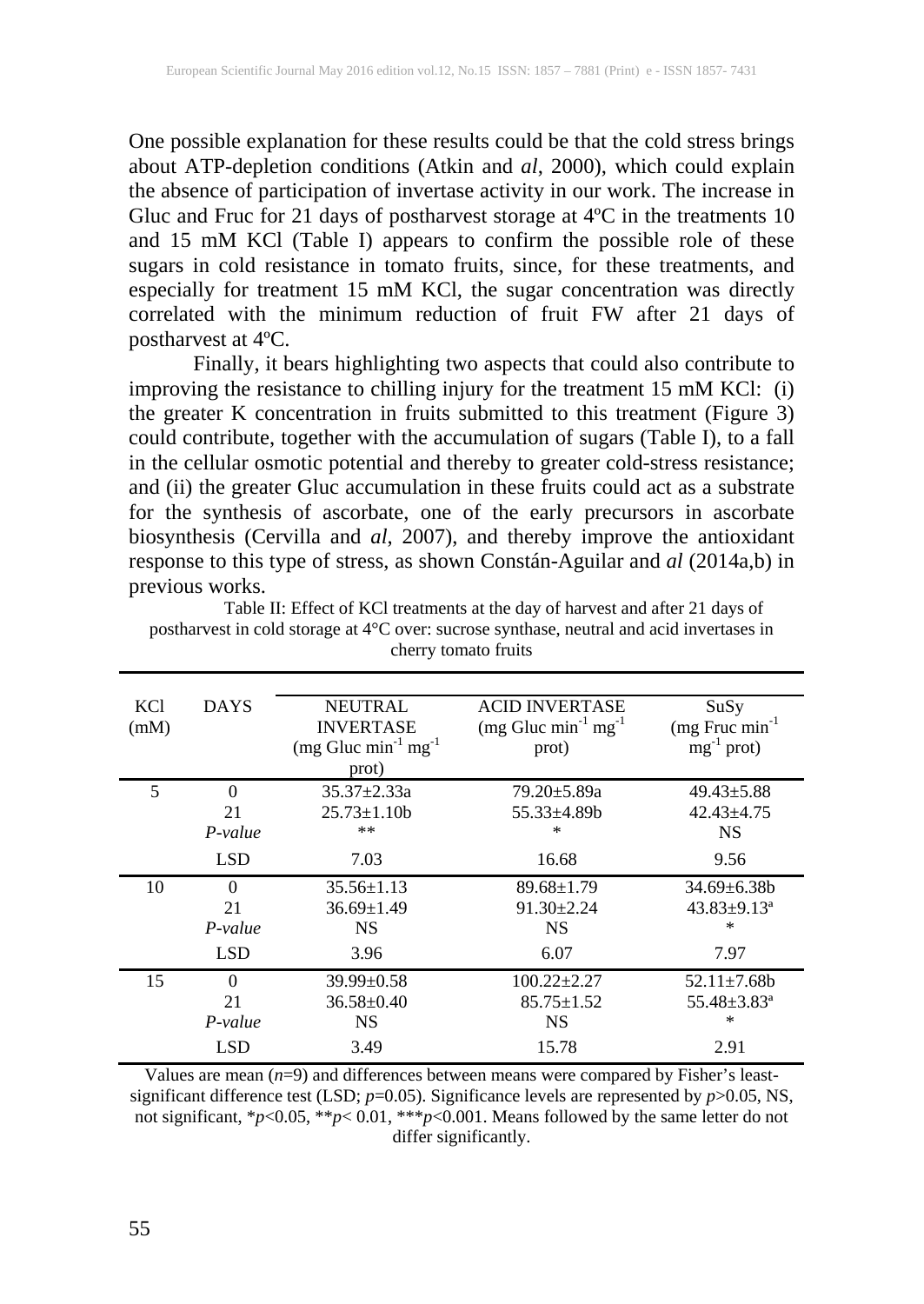One possible explanation for these results could be that the cold stress brings about ATP-depletion conditions (Atkin and *al*, 2000), which could explain the absence of participation of invertase activity in our work. The increase in Gluc and Fruc for 21 days of postharvest storage at 4ºC in the treatments 10 and 15 mM KCl (Table I) appears to confirm the possible role of these sugars in cold resistance in tomato fruits, since, for these treatments, and especially for treatment 15 mM KCl, the sugar concentration was directly correlated with the minimum reduction of fruit FW after 21 days of postharvest at 4ºC.

Finally, it bears highlighting two aspects that could also contribute to improving the resistance to chilling injury for the treatment 15 mM KCl: (i) the greater K concentration in fruits submitted to this treatment (Figure 3) could contribute, together with the accumulation of sugars (Table I), to a fall in the cellular osmotic potential and thereby to greater cold-stress resistance; and (ii) the greater Gluc accumulation in these fruits could act as a substrate for the synthesis of ascorbate, one of the early precursors in ascorbate biosynthesis (Cervilla and *al*, 2007), and thereby improve the antioxidant response to this type of stress, as shown Constán-Aguilar and *al* (2014a,b) in previous works.

Table II: Effect of KCl treatments at the day of harvest and after 21 days of postharvest in cold storage at 4°C over: sucrose synthase, neutral and acid invertases in cherry tomato fruits

| KCl (mM) | DAYS | NEUTRAL INVERTASE (mg Gluc $min^{-1}$ $mg^{-1}$ prot) | ACID INVERTASE (mg Gluc $min^{-1}$ $mg^{-1}$ prot) | SuSy (mg Fruc $min^{-1}$ $mg^{-1}$ prot) |
|---|---|---|---|---|
| 5 | 0 | 35.37±2.33a | 79.20±5.89a | 49.43±5.88 |
| | 21 | 25.73±1.10b | 55.33±4.89b | 42.43±4.75 |
| | *P-value* | ** | * | NS |
| | LSD | 7.03 | 16.68 | 9.56 |
| 10 | 0 | 35.56±1.13 | 89.68±1.79 | 34.69±6.38b |
| | 21 | 36.69±1.49 | 91.30±2.24 | 43.83±9.13ª |
| | *P-value* | NS | NS | * |
| | LSD | 3.96 | 6.07 | 7.97 |
| 15 | 0 | 39.99±0.58 | 100.22±2.27 | 52.11±7.68b |
| | 21 | 36.58±0.40 | 85.75±1.52 | 55.48±3.83ª |
| | *P-value* | NS | NS | * |
| | LSD | 3.49 | 15.78 | 2.91 |

Values are mean ($n$=9) and differences between means were compared by Fisher's least-significant difference test (LSD; $p$=0.05). Significance levels are represented by $p$>0.05, NS, not significant, *$p$<0.05, **$p$< 0.01, ***$p$<0.001. Means followed by the same letter do not differ significantly.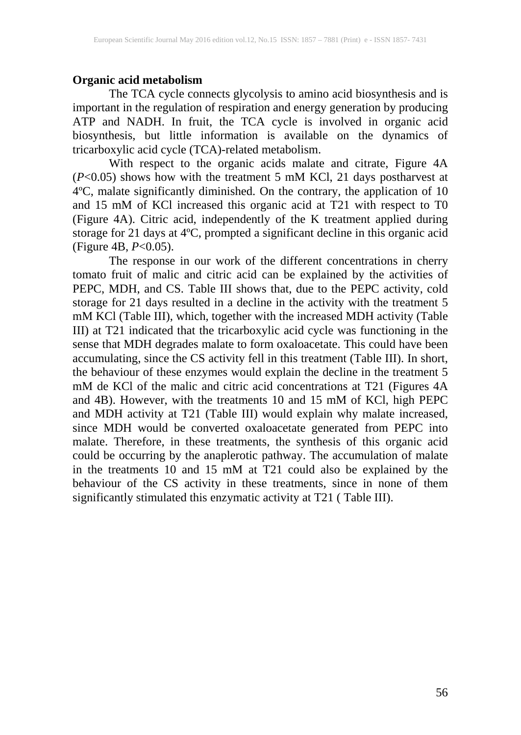**Organic acid metabolism**

The TCA cycle connects glycolysis to amino acid biosynthesis and is important in the regulation of respiration and energy generation by producing ATP and NADH. In fruit, the TCA cycle is involved in organic acid biosynthesis, but little information is available on the dynamics of tricarboxylic acid cycle (TCA)-related metabolism.

With respect to the organic acids malate and citrate, Figure 4A ($P$<0.05) shows how with the treatment 5 mM KCl, 21 days postharvest at 4ºC, malate significantly diminished. On the contrary, the application of 10 and 15 mM of KCl increased this organic acid at T21 with respect to T0 (Figure 4A). Citric acid, independently of the K treatment applied during storage for 21 days at 4ºC, prompted a significant decline in this organic acid (Figure 4B, $P$<0.05).

The response in our work of the different concentrations in cherry tomato fruit of malic and citric acid can be explained by the activities of PEPC, MDH, and CS. Table III shows that, due to the PEPC activity, cold storage for 21 days resulted in a decline in the activity with the treatment 5 mM KCl (Table III), which, together with the increased MDH activity (Table III) at T21 indicated that the tricarboxylic acid cycle was functioning in the sense that MDH degrades malate to form oxaloacetate. This could have been accumulating, since the CS activity fell in this treatment (Table III). In short, the behaviour of these enzymes would explain the decline in the treatment 5 mM de KCl of the malic and citric acid concentrations at T21 (Figures 4A and 4B). However, with the treatments 10 and 15 mM of KCl, high PEPC and MDH activity at T21 (Table III) would explain why malate increased, since MDH would be converted oxaloacetate generated from PEPC into malate. Therefore, in these treatments, the synthesis of this organic acid could be occurring by the anaplerotic pathway. The accumulation of malate in the treatments 10 and 15 mM at T21 could also be explained by the behaviour of the CS activity in these treatments, since in none of them significantly stimulated this enzymatic activity at T21 ( Table III).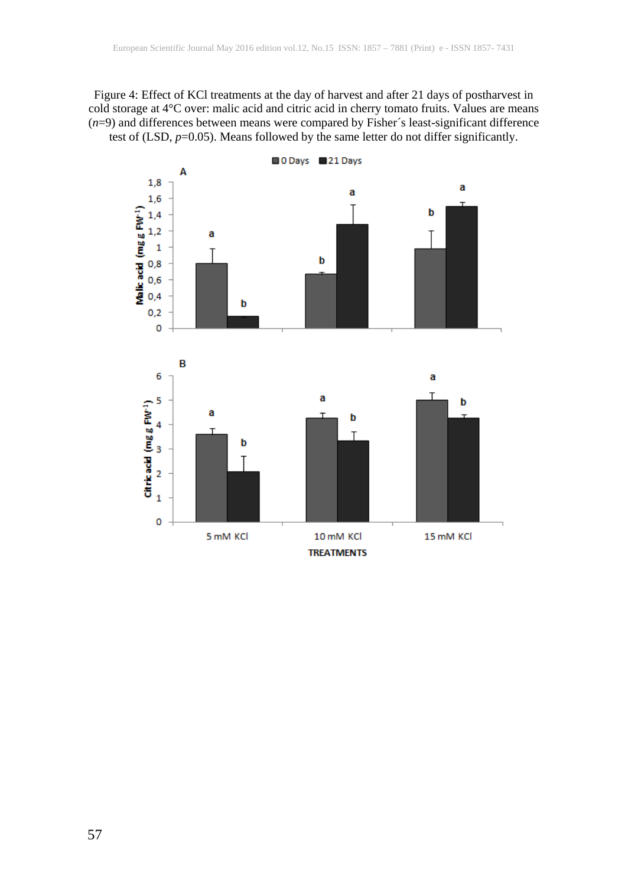Figure 4: Effect of KCl treatments at the day of harvest and after 21 days of postharvest in cold storage at 4°C over: malic acid and citric acid in cherry tomato fruits. Values are means ($n$=9) and differences between means were compared by Fisher´s least-significant difference test of (LSD, $p$=0.05). Means followed by the same letter do not differ significantly.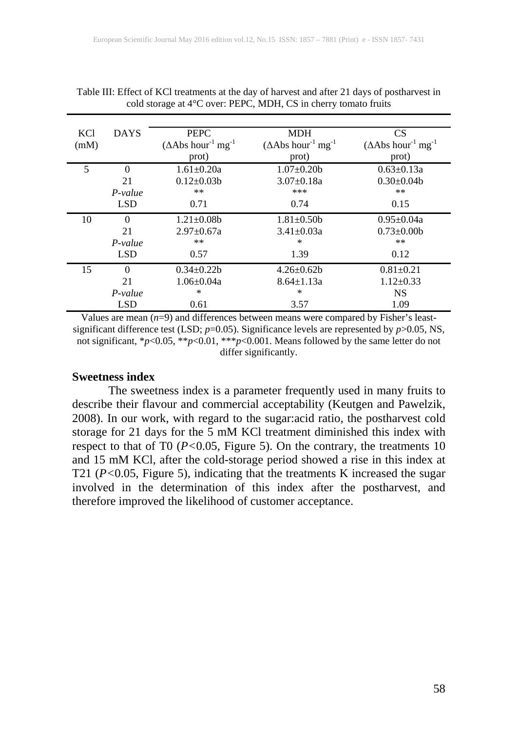Table III: Effect of KCl treatments at the day of harvest and after 21 days of postharvest in cold storage at 4°C over: PEPC, MDH, CS in cherry tomato fruits

| KCl (mM) | DAYS | PEPC ($\Delta$Abs hour$^{-1}$ mg$^{-1}$ prot) | MDH ($\Delta$Abs hour$^{-1}$ mg$^{-1}$ prot) | CS ($\Delta$Abs hour$^{-1}$ mg$^{-1}$ prot) |
|---|---|---|---|---|
| 5 | 0 | 1.61±0.20a | 1.07±0.20b | 0.63±0.13a |
| | 21 | 0.12±0.03b | 3.07±0.18a | 0.30±0.04b |
| | *P-value* | ** | *** | ** |
| | LSD | 0.71 | 0.74 | 0.15 |
| 10 | 0 | 1.21±0.08b | 1.81±0.50b | 0.95±0.04a |
| | 21 | 2.97±0.67a | 3.41±0.03a | 0.73±0.00b |
| | *P-value* | ** | * | ** |
| | LSD | 0.57 | 1.39 | 0.12 |
| 15 | 0 | 0.34±0.22b | 4.26±0.62b | 0.81±0.21 |
| | 21 | 1.06±0.04a | 8.64±1.13a | 1.12±0.33 |
| | *P-value* | * | * | NS |
| | LSD | 0.61 | 3.57 | 1.09 |

Values are mean ($n$=9) and differences between means were compared by Fisher's least-significant difference test (LSD; $p$=0.05). Significance levels are represented by $p$>0.05, NS, not significant, *$p$<0.05, **$p$<0.01, ***$p$<0.001. Means followed by the same letter do not differ significantly.

**Sweetness index**

The sweetness index is a parameter frequently used in many fruits to describe their flavour and commercial acceptability (Keutgen and Pawelzik, 2008). In our work, with regard to the sugar:acid ratio, the postharvest cold storage for 21 days for the 5 mM KCl treatment diminished this index with respect to that of T0 ($P<0.05$, Figure 5). On the contrary, the treatments 10 and 15 mM KCl, after the cold-storage period showed a rise in this index at T21 ($P<0.05$, Figure 5), indicating that the treatments K increased the sugar involved in the determination of this index after the postharvest, and therefore improved the likelihood of customer acceptance.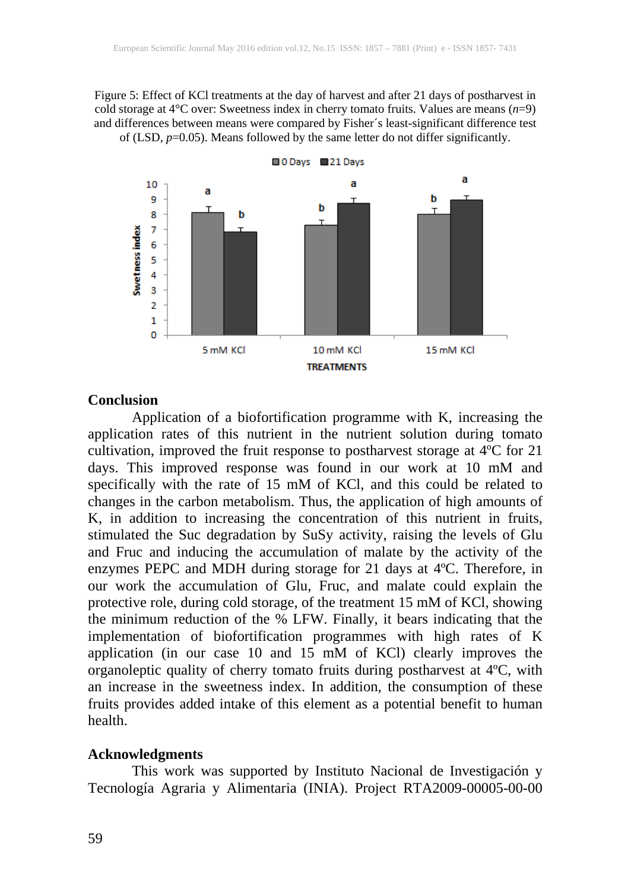Figure 5: Effect of KCl treatments at the day of harvest and after 21 days of postharvest in cold storage at 4°C over: Sweetness index in cherry tomato fruits. Values are means ($n$=9) and differences between means were compared by Fisher´s least-significant difference test of (LSD, $p$=0.05). Means followed by the same letter do not differ significantly.

## Conclusion

Application of a biofortification programme with K, increasing the application rates of this nutrient in the nutrient solution during tomato cultivation, improved the fruit response to postharvest storage at 4ºC for 21 days. This improved response was found in our work at 10 mM and specifically with the rate of 15 mM of KCl, and this could be related to changes in the carbon metabolism. Thus, the application of high amounts of K, in addition to increasing the concentration of this nutrient in fruits, stimulated the Suc degradation by SuSy activity, raising the levels of Glu and Fruc and inducing the accumulation of malate by the activity of the enzymes PEPC and MDH during storage for 21 days at 4ºC. Therefore, in our work the accumulation of Glu, Fruc, and malate could explain the protective role, during cold storage, of the treatment 15 mM of KCl, showing the minimum reduction of the % LFW. Finally, it bears indicating that the implementation of biofortification programmes with high rates of K application (in our case 10 and 15 mM of KCl) clearly improves the organoleptic quality of cherry tomato fruits during postharvest at 4ºC, with an increase in the sweetness index. In addition, the consumption of these fruits provides added intake of this element as a potential benefit to human health.

## Acknowledgments

This work was supported by Instituto Nacional de Investigación y Tecnología Agraria y Alimentaria (INIA). Project RTA2009-00005-00-00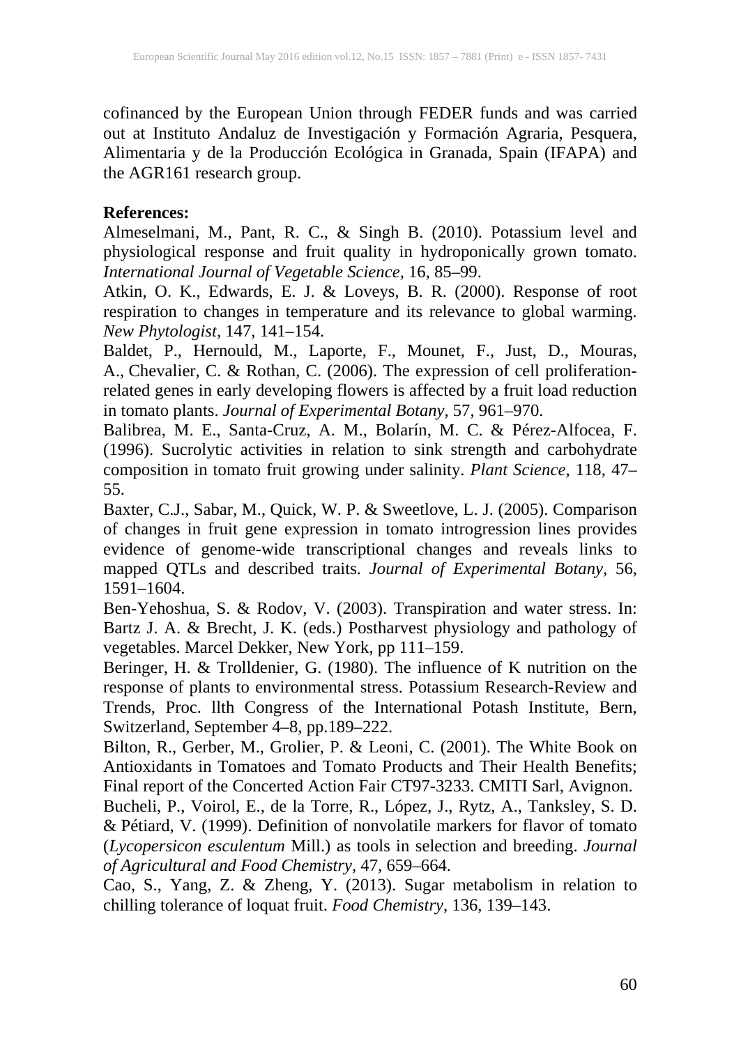cofinanced by the European Union through FEDER funds and was carried out at Instituto Andaluz de Investigación y Formación Agraria, Pesquera, Alimentaria y de la Producción Ecológica in Granada, Spain (IFAPA) and the AGR161 research group.

**References:**

Almeselmani, M., Pant, R. C., & Singh B. (2010). Potassium level and physiological response and fruit quality in hydroponically grown tomato. *International Journal of Vegetable Science*, 16, 85–99.

Atkin, O. K., Edwards, E. J. & Loveys, B. R. (2000). Response of root respiration to changes in temperature and its relevance to global warming. *New Phytologist*, 147, 141–154.

Baldet, P., Hernould, M., Laporte, F., Mounet, F., Just, D., Mouras, A., Chevalier, C. & Rothan, C. (2006). The expression of cell proliferation-related genes in early developing flowers is affected by a fruit load reduction in tomato plants. *Journal of Experimental Botany*, 57, 961–970.

Balibrea, M. E., Santa-Cruz, A. M., Bolarín, M. C. & Pérez-Alfocea, F. (1996). Sucrolytic activities in relation to sink strength and carbohydrate composition in tomato fruit growing under salinity. *Plant Science*, 118, 47–55.

Baxter, C.J., Sabar, M., Quick, W. P. & Sweetlove, L. J. (2005). Comparison of changes in fruit gene expression in tomato introgression lines provides evidence of genome-wide transcriptional changes and reveals links to mapped QTLs and described traits. *Journal of Experimental Botany*, 56, 1591–1604.

Ben-Yehoshua, S. & Rodov, V. (2003). Transpiration and water stress. In: Bartz J. A. & Brecht, J. K. (eds.) Postharvest physiology and pathology of vegetables. Marcel Dekker, New York, pp 111–159.

Beringer, H. & Trolldenier, G. (1980). The influence of K nutrition on the response of plants to environmental stress. Potassium Research-Review and Trends, Proc. llth Congress of the International Potash Institute, Bern, Switzerland, September 4–8, pp.189–222.

Bilton, R., Gerber, M., Grolier, P. & Leoni, C. (2001). The White Book on Antioxidants in Tomatoes and Tomato Products and Their Health Benefits; Final report of the Concerted Action Fair CT97-3233. CMITI Sarl, Avignon.

Bucheli, P., Voirol, E., de la Torre, R., López, J., Rytz, A., Tanksley, S. D. & Pétiard, V. (1999). Definition of nonvolatile markers for flavor of tomato (*Lycopersicon esculentum* Mill.) as tools in selection and breeding. *Journal of Agricultural and Food Chemistry*, 47, 659–664.

Cao, S., Yang, Z. & Zheng, Y. (2013). Sugar metabolism in relation to chilling tolerance of loquat fruit. *Food Chemistry*, 136, 139–143.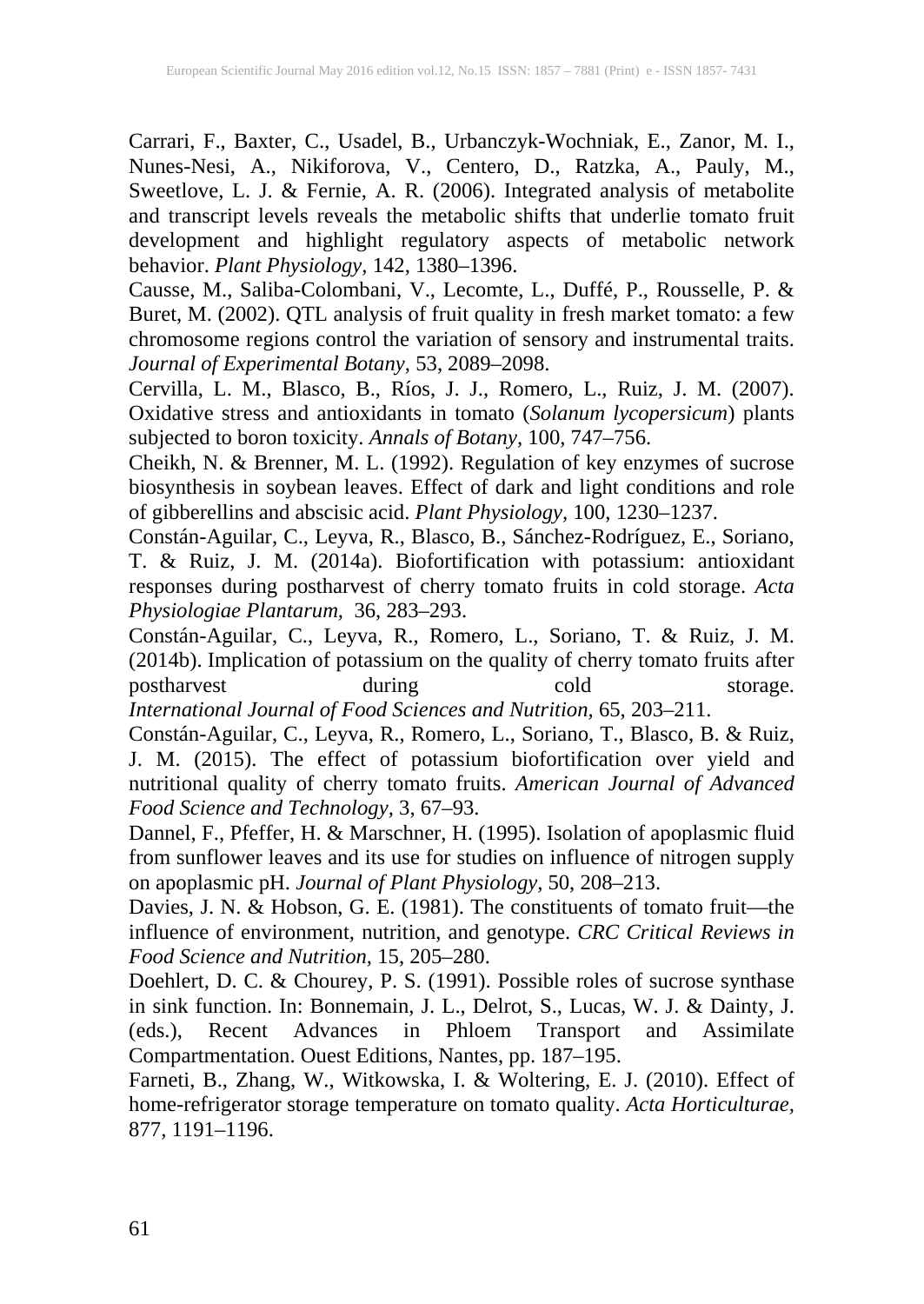Carrari, F., Baxter, C., Usadel, B., Urbanczyk-Wochniak, E., Zanor, M. I., Nunes-Nesi, A., Nikiforova, V., Centero, D., Ratzka, A., Pauly, M., Sweetlove, L. J. & Fernie, A. R. (2006). Integrated analysis of metabolite and transcript levels reveals the metabolic shifts that underlie tomato fruit development and highlight regulatory aspects of metabolic network behavior. *Plant Physiology,* 142, 1380–1396.

Causse, M., Saliba-Colombani, V., Lecomte, L., Duffé, P., Rousselle, P. & Buret, M. (2002). QTL analysis of fruit quality in fresh market tomato: a few chromosome regions control the variation of sensory and instrumental traits. *Journal of Experimental Botany,* 53, 2089–2098.

Cervilla, L. M., Blasco, B., Ríos, J. J., Romero, L., Ruiz, J. M. (2007). Oxidative stress and antioxidants in tomato (*Solanum lycopersicum*) plants subjected to boron toxicity. *Annals of Botany,* 100, 747–756.

Cheikh, N. & Brenner, M. L. (1992). Regulation of key enzymes of sucrose biosynthesis in soybean leaves. Effect of dark and light conditions and role of gibberellins and abscisic acid. *Plant Physiology,* 100, 1230–1237.

Constán-Aguilar, C., Leyva, R., Blasco, B., Sánchez-Rodríguez, E., Soriano, T. & Ruiz, J. M. (2014a). Biofortification with potassium: antioxidant responses during postharvest of cherry tomato fruits in cold storage. *Acta Physiologiae Plantarum,* 36, 283–293.

Constán-Aguilar, C., Leyva, R., Romero, L., Soriano, T. & Ruiz, J. M. (2014b). Implication of potassium on the quality of cherry tomato fruits after postharvest during cold storage. *International Journal of Food Sciences and Nutrition,* 65, 203–211.

Constán-Aguilar, C., Leyva, R., Romero, L., Soriano, T., Blasco, B. & Ruiz, J. M. (2015). The effect of potassium biofortification over yield and nutritional quality of cherry tomato fruits. *American Journal of Advanced Food Science and Technology,* 3, 67–93.

Dannel, F., Pfeffer, H. & Marschner, H. (1995). Isolation of apoplasmic fluid from sunflower leaves and its use for studies on influence of nitrogen supply on apoplasmic pH. *Journal of Plant Physiology,* 50, 208–213.

Davies, J. N. & Hobson, G. E. (1981). The constituents of tomato fruit—the influence of environment, nutrition, and genotype. *CRC Critical Reviews in Food Science and Nutrition,* 15, 205–280.

Doehlert, D. C. & Chourey, P. S. (1991). Possible roles of sucrose synthase in sink function. In: Bonnemain, J. L., Delrot, S., Lucas, W. J. & Dainty, J. (eds.), Recent Advances in Phloem Transport and Assimilate Compartmentation. Ouest Editions, Nantes, pp. 187–195.

Farneti, B., Zhang, W., Witkowska, I. & Woltering, E. J. (2010). Effect of home-refrigerator storage temperature on tomato quality. *Acta Horticulturae,* 877, 1191–1196.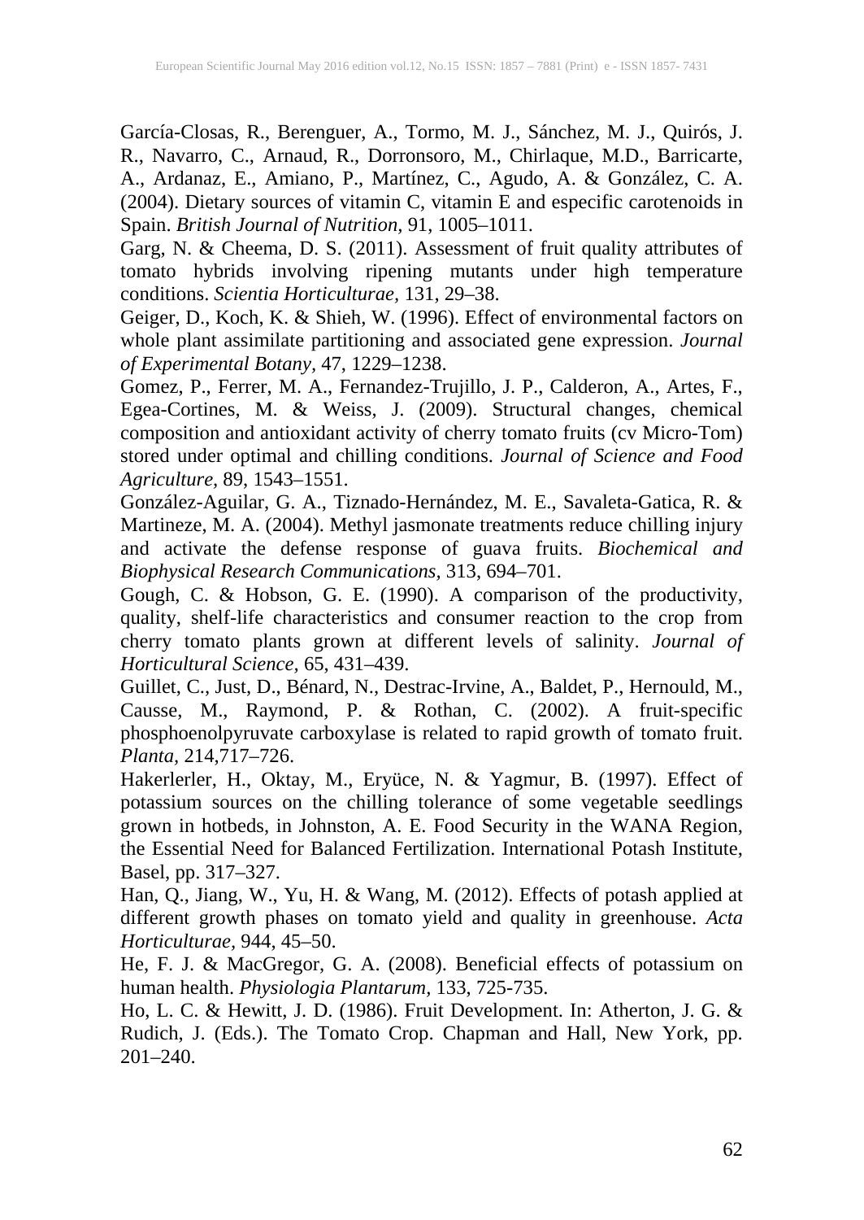García-Closas, R., Berenguer, A., Tormo, M. J., Sánchez, M. J., Quirós, J. R., Navarro, C., Arnaud, R., Dorronsoro, M., Chirlaque, M.D., Barricarte, A., Ardanaz, E., Amiano, P., Martínez, C., Agudo, A. & González, C. A. (2004). Dietary sources of vitamin C, vitamin E and especific carotenoids in Spain. *British Journal of Nutrition,* 91, 1005–1011.

Garg, N. & Cheema, D. S. (2011). Assessment of fruit quality attributes of tomato hybrids involving ripening mutants under high temperature conditions. *Scientia Horticulturae,* 131, 29–38.

Geiger, D., Koch, K. & Shieh, W. (1996). Effect of environmental factors on whole plant assimilate partitioning and associated gene expression. *Journal of Experimental Botany*, 47, 1229–1238.

Gomez, P., Ferrer, M. A., Fernandez-Trujillo, J. P., Calderon, A., Artes, F., Egea-Cortines, M. & Weiss, J. (2009). Structural changes, chemical composition and antioxidant activity of cherry tomato fruits (cv Micro-Tom) stored under optimal and chilling conditions. *Journal of Science and Food Agriculture*, 89, 1543–1551.

González-Aguilar, G. A., Tiznado-Hernández, M. E., Savaleta-Gatica, R. & Martineze, M. A. (2004). Methyl jasmonate treatments reduce chilling injury and activate the defense response of guava fruits. *Biochemical and Biophysical Research Communications,* 313, 694–701.

Gough, C. & Hobson, G. E. (1990). A comparison of the productivity, quality, shelf-life characteristics and consumer reaction to the crop from cherry tomato plants grown at different levels of salinity. *Journal of Horticultural Science,* 65, 431–439.

Guillet, C., Just, D., Bénard, N., Destrac-Irvine, A., Baldet, P., Hernould, M., Causse, M., Raymond, P. & Rothan, C. (2002). A fruit-specific phosphoenolpyruvate carboxylase is related to rapid growth of tomato fruit. *Planta,* 214,717–726.

Hakerlerler, H., Oktay, M., Eryüce, N. & Yagmur, B. (1997). Effect of potassium sources on the chilling tolerance of some vegetable seedlings grown in hotbeds, in Johnston, A. E. Food Security in the WANA Region, the Essential Need for Balanced Fertilization. International Potash Institute, Basel, pp. 317–327.

Han, Q., Jiang, W., Yu, H. & Wang, M. (2012). Effects of potash applied at different growth phases on tomato yield and quality in greenhouse. *Acta Horticulturae,* 944, 45–50.

He, F. J. & MacGregor, G. A. (2008). Beneficial effects of potassium on human health. *Physiologia Plantarum,* 133, 725-735.

Ho, L. C. & Hewitt, J. D. (1986). Fruit Development. In: Atherton, J. G. & Rudich, J. (Eds.). The Tomato Crop. Chapman and Hall, New York, pp. 201–240.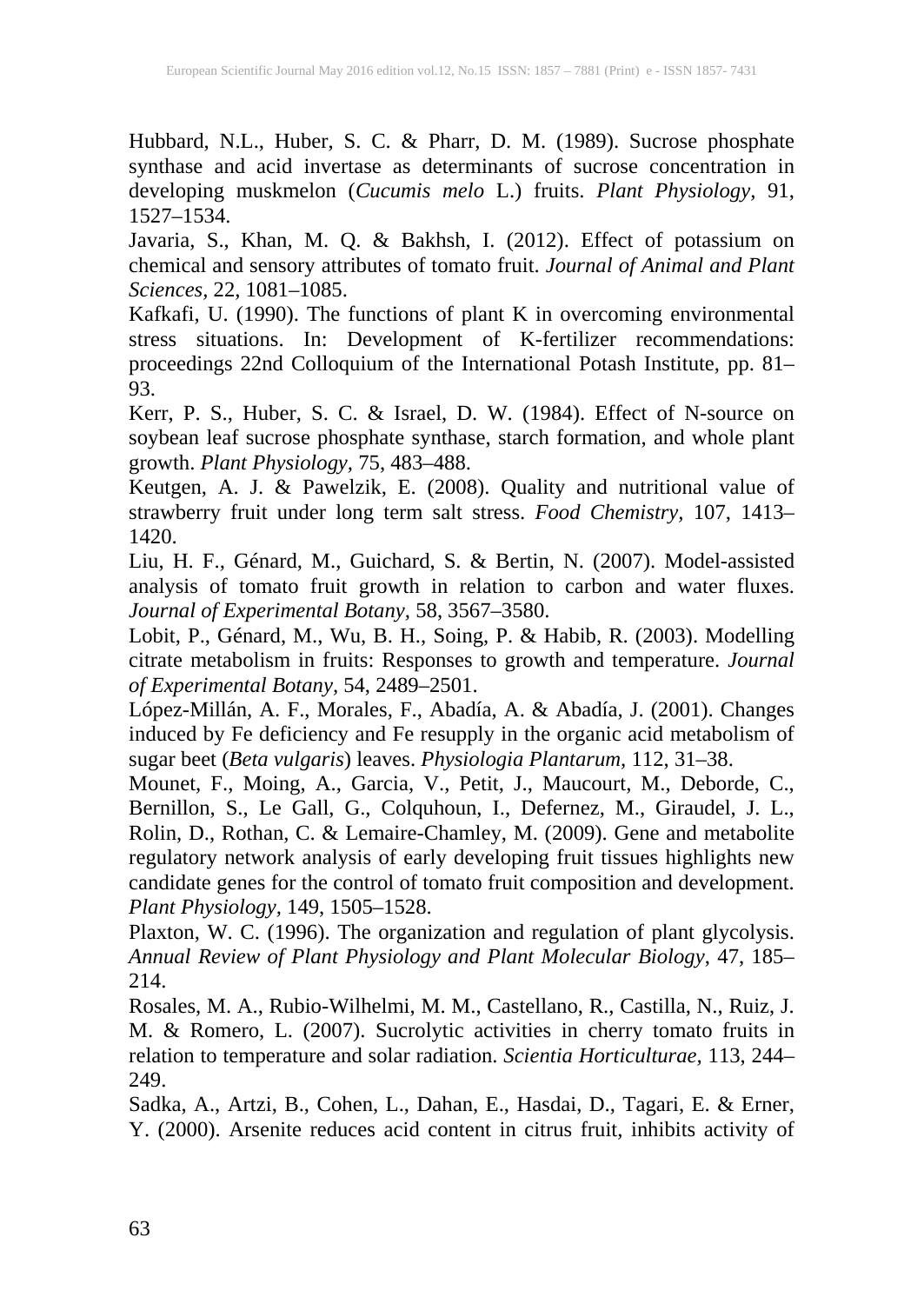Hubbard, N.L., Huber, S. C. & Pharr, D. M. (1989). Sucrose phosphate synthase and acid invertase as determinants of sucrose concentration in developing muskmelon (*Cucumis melo* L.) fruits. *Plant Physiology,* 91, 1527–1534.

Javaria, S., Khan, M. Q. & Bakhsh, I. (2012). Effect of potassium on chemical and sensory attributes of tomato fruit. *Journal of Animal and Plant Sciences,* 22, 1081–1085.

Kafkafi, U. (1990). The functions of plant K in overcoming environmental stress situations. In: Development of K-fertilizer recommendations: proceedings 22nd Colloquium of the International Potash Institute, pp. 81–93.

Kerr, P. S., Huber, S. C. & Israel, D. W. (1984). Effect of N-source on soybean leaf sucrose phosphate synthase, starch formation, and whole plant growth. *Plant Physiology,* 75, 483–488.

Keutgen, A. J. & Pawelzik, E. (2008). Quality and nutritional value of strawberry fruit under long term salt stress. *Food Chemistry,* 107, 1413–1420.

Liu, H. F., Génard, M., Guichard, S. & Bertin, N. (2007). Model-assisted analysis of tomato fruit growth in relation to carbon and water fluxes. *Journal of Experimental Botany,* 58, 3567–3580.

Lobit, P., Génard, M., Wu, B. H., Soing, P. & Habib, R. (2003). Modelling citrate metabolism in fruits: Responses to growth and temperature. *Journal of Experimental Botany,* 54, 2489–2501.

López-Millán, A. F., Morales, F., Abadía, A. & Abadía, J. (2001). Changes induced by Fe deficiency and Fe resupply in the organic acid metabolism of sugar beet (*Beta vulgaris*) leaves. *Physiologia Plantarum*, 112, 31–38.

Mounet, F., Moing, A., Garcia, V., Petit, J., Maucourt, M., Deborde, C., Bernillon, S., Le Gall, G., Colquhoun, I., Defernez, M., Giraudel, J. L., Rolin, D., Rothan, C. & Lemaire-Chamley, M. (2009). Gene and metabolite regulatory network analysis of early developing fruit tissues highlights new candidate genes for the control of tomato fruit composition and development. *Plant Physiology,* 149, 1505–1528.

Plaxton, W. C. (1996). The organization and regulation of plant glycolysis. *Annual Review of Plant Physiology and Plant Molecular Biology*, 47, 185–214.

Rosales, M. A., Rubio-Wilhelmi, M. M., Castellano, R., Castilla, N., Ruiz, J. M. & Romero, L. (2007). Sucrolytic activities in cherry tomato fruits in relation to temperature and solar radiation. *Scientia Horticulturae,* 113, 244–249.

Sadka, A., Artzi, B., Cohen, L., Dahan, E., Hasdai, D., Tagari, E. & Erner, Y. (2000). Arsenite reduces acid content in citrus fruit, inhibits activity of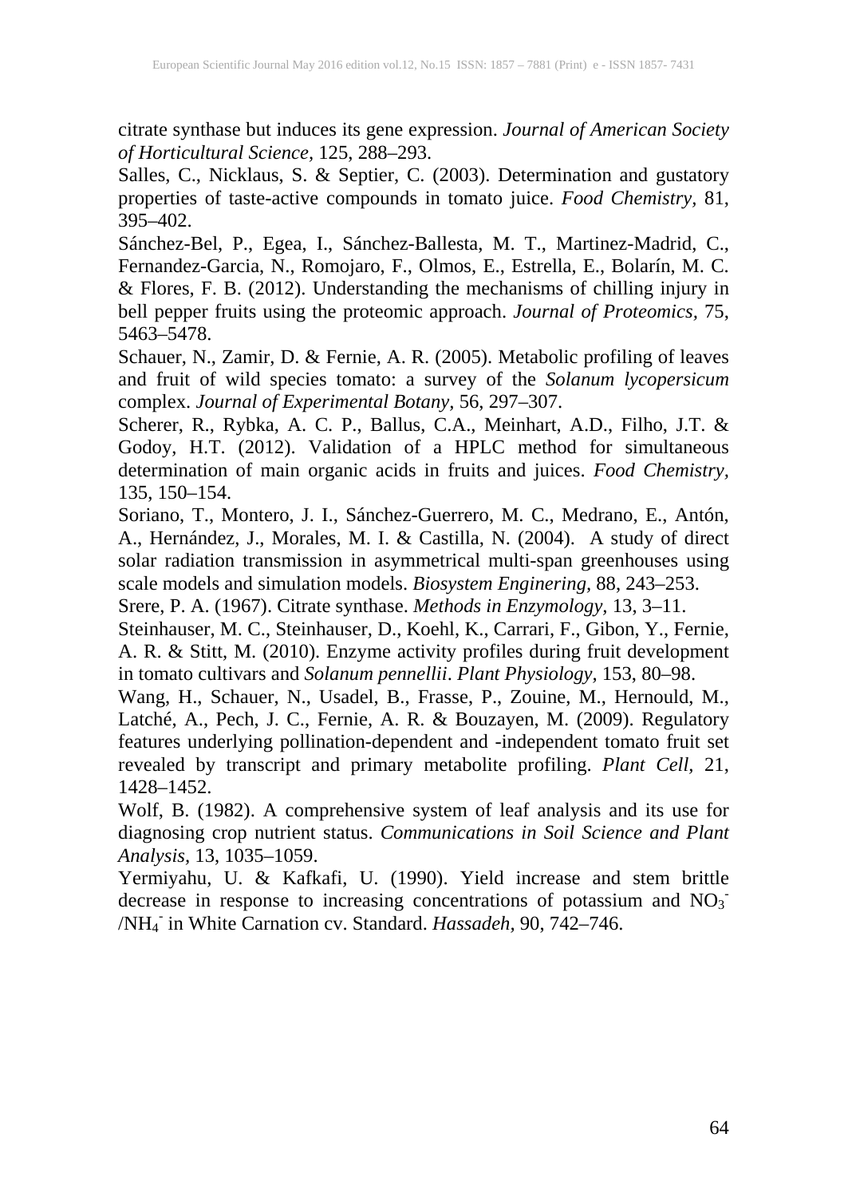citrate synthase but induces its gene expression. *Journal of American Society of Horticultural Science,* 125, 288–293.

Salles, C., Nicklaus, S. & Septier, C. (2003). Determination and gustatory properties of taste-active compounds in tomato juice. *Food Chemistry,* 81, 395–402.

Sánchez-Bel, P., Egea, I., Sánchez-Ballesta, M. T., Martinez-Madrid, C., Fernandez-Garcia, N., Romojaro, F., Olmos, E., Estrella, E., Bolarín, M. C. & Flores, F. B. (2012). Understanding the mechanisms of chilling injury in bell pepper fruits using the proteomic approach. *Journal of Proteomics,* 75, 5463–5478.

Schauer, N., Zamir, D. & Fernie, A. R. (2005). Metabolic profiling of leaves and fruit of wild species tomato: a survey of the *Solanum lycopersicum* complex. *Journal of Experimental Botany,* 56, 297–307.

Scherer, R., Rybka, A. C. P., Ballus, C.A., Meinhart, A.D., Filho, J.T. & Godoy, H.T. (2012). Validation of a HPLC method for simultaneous determination of main organic acids in fruits and juices. *Food Chemistry,* 135, 150–154.

Soriano, T., Montero, J. I., Sánchez-Guerrero, M. C., Medrano, E., Antón, A., Hernández, J., Morales, M. I. & Castilla, N. (2004). A study of direct solar radiation transmission in asymmetrical multi-span greenhouses using scale models and simulation models. *Biosystem Enginering,* 88, 243–253.

Srere, P. A. (1967). Citrate synthase. *Methods in Enzymology,* 13, 3–11.

Steinhauser, M. C., Steinhauser, D., Koehl, K., Carrari, F., Gibon, Y., Fernie, A. R. & Stitt, M. (2010). Enzyme activity profiles during fruit development in tomato cultivars and *Solanum pennellii*. *Plant Physiology,* 153, 80–98.

Wang, H., Schauer, N., Usadel, B., Frasse, P., Zouine, M., Hernould, M., Latché, A., Pech, J. C., Fernie, A. R. & Bouzayen, M. (2009). Regulatory features underlying pollination-dependent and -independent tomato fruit set revealed by transcript and primary metabolite profiling. *Plant Cell,* 21, 1428–1452.

Wolf, B. (1982). A comprehensive system of leaf analysis and its use for diagnosing crop nutrient status. *Communications in Soil Science and Plant Analysis,* 13, 1035–1059.

Yermiyahu, U. & Kafkafi, U. (1990). Yield increase and stem brittle decrease in response to increasing concentrations of potassium and $NO_3^-$/$NH_4^-$ in White Carnation cv. Standard. *Hassadeh,* 90, 742–746.